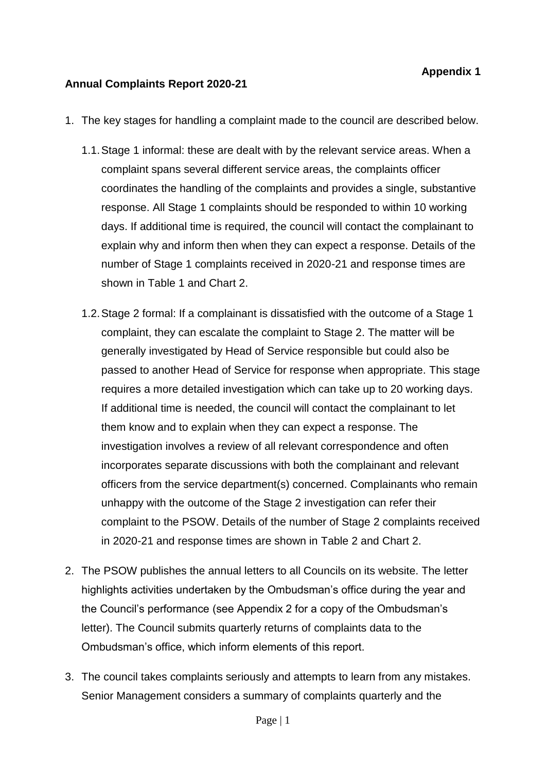**Appendix 1**

**Annual Complaints Report 2020-21**

1. The key stages for handling a complaint made to the council are described below.

   1.1. Stage 1 informal: these are dealt with by the relevant service areas. When a complaint spans several different service areas, the complaints officer coordinates the handling of the complaints and provides a single, substantive response. All Stage 1 complaints should be responded to within 10 working days. If additional time is required, the council will contact the complainant to explain why and inform then when they can expect a response. Details of the number of Stage 1 complaints received in 2020-21 and response times are shown in Table 1 and Chart 2.

   1.2. Stage 2 formal: If a complainant is dissatisfied with the outcome of a Stage 1 complaint, they can escalate the complaint to Stage 2. The matter will be generally investigated by Head of Service responsible but could also be passed to another Head of Service for response when appropriate. This stage requires a more detailed investigation which can take up to 20 working days. If additional time is needed, the council will contact the complainant to let them know and to explain when they can expect a response. The investigation involves a review of all relevant correspondence and often incorporates separate discussions with both the complainant and relevant officers from the service department(s) concerned. Complainants who remain unhappy with the outcome of the Stage 2 investigation can refer their complaint to the PSOW. Details of the number of Stage 2 complaints received in 2020-21 and response times are shown in Table 2 and Chart 2.

2. The PSOW publishes the annual letters to all Councils on its website. The letter highlights activities undertaken by the Ombudsman's office during the year and the Council's performance (see Appendix 2 for a copy of the Ombudsman's letter). The Council submits quarterly returns of complaints data to the Ombudsman's office, which inform elements of this report.

3. The council takes complaints seriously and attempts to learn from any mistakes. Senior Management considers a summary of complaints quarterly and the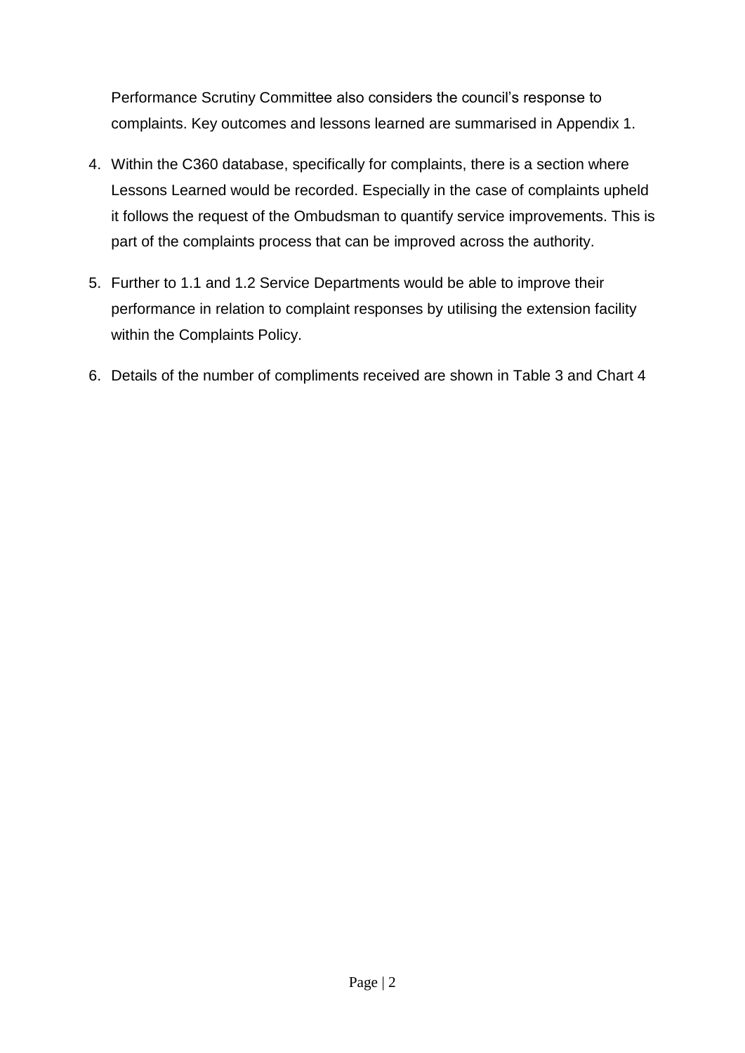Performance Scrutiny Committee also considers the council's response to complaints. Key outcomes and lessons learned are summarised in Appendix 1.

4. Within the C360 database, specifically for complaints, there is a section where Lessons Learned would be recorded. Especially in the case of complaints upheld it follows the request of the Ombudsman to quantify service improvements. This is part of the complaints process that can be improved across the authority.

5. Further to 1.1 and 1.2 Service Departments would be able to improve their performance in relation to complaint responses by utilising the extension facility within the Complaints Policy.

6. Details of the number of compliments received are shown in Table 3 and Chart 4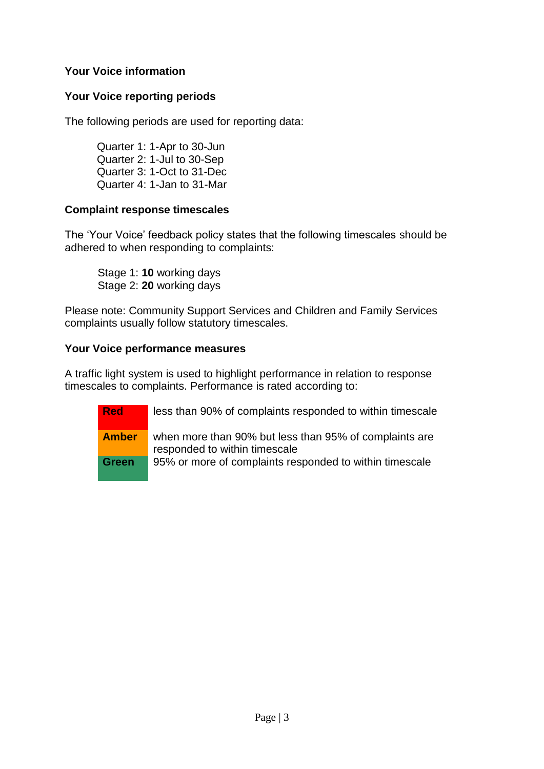## Your Voice information

### Your Voice reporting periods

The following periods are used for reporting data:

Quarter 1: 1-Apr to 30-Jun
Quarter 2: 1-Jul to 30-Sep
Quarter 3: 1-Oct to 31-Dec
Quarter 4: 1-Jan to 31-Mar

### Complaint response timescales

The 'Your Voice' feedback policy states that the following timescales should be adhered to when responding to complaints:

Stage 1: **10** working days
Stage 2: **20** working days

Please note: Community Support Services and Children and Family Services complaints usually follow statutory timescales.

### Your Voice performance measures

A traffic light system is used to highlight performance in relation to response timescales to complaints. Performance is rated according to:

| Rating | Description |
|---|---|
| **Red** | less than 90% of complaints responded to within timescale |
| **Amber** | when more than 90% but less than 95% of complaints are responded to within timescale |
| **Green** | 95% or more of complaints responded to within timescale |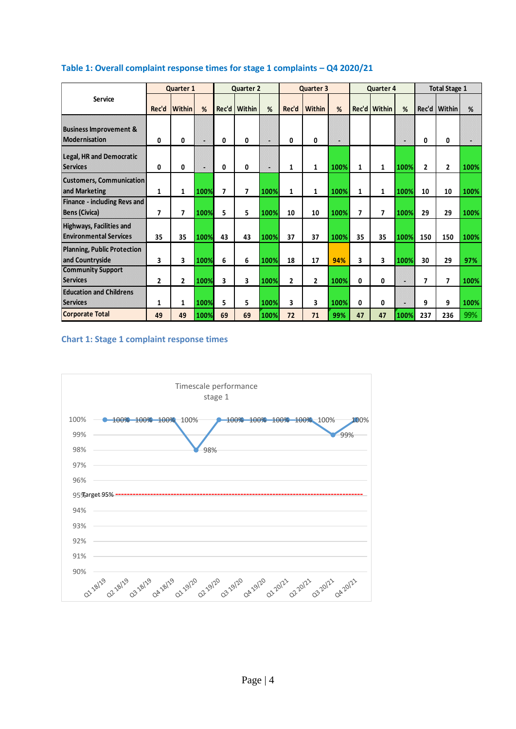### Table 1: Overall complaint response times for stage 1 complaints – Q4 2020/21

| Service | Quarter 1 | | | Quarter 2 | | | Quarter 3 | | | Quarter 4 | | | Total Stage 1 | | |
|---|---|---|---|---|---|---|---|---|---|---|---|---|---|---|---|
| | Rec'd | Within | % | Rec'd | Within | % | Rec'd | Within | % | Rec'd | Within | % | Rec'd | Within | % |
| Business Improvement & Modernisation | 0 | 0 | - | 0 | 0 | - | 0 | 0 | - | | | - | 0 | 0 | - |
| Legal, HR and Democratic Services | 0 | 0 | - | 0 | 0 | - | 1 | 1 | 100% | 1 | 1 | 100% | 2 | 2 | 100% |
| Customers, Communication and Marketing | 1 | 1 | 100% | 7 | 7 | 100% | 1 | 1 | 100% | 1 | 1 | 100% | 10 | 10 | 100% |
| Finance - including Revs and Bens (Civica) | 7 | 7 | 100% | 5 | 5 | 100% | 10 | 10 | 100% | 7 | 7 | 100% | 29 | 29 | 100% |
| Highways, Facilities and Environmental Services | 35 | 35 | 100% | 43 | 43 | 100% | 37 | 37 | 100% | 35 | 35 | 100% | 150 | 150 | 100% |
| Planning, Public Protection and Countryside | 3 | 3 | 100% | 6 | 6 | 100% | 18 | 17 | 94% | 3 | 3 | 100% | 30 | 29 | 97% |
| Community Support Services | 2 | 2 | 100% | 3 | 3 | 100% | 2 | 2 | 100% | 0 | 0 | - | 7 | 7 | 100% |
| Education and Childrens Services | 1 | 1 | 100% | 5 | 5 | 100% | 3 | 3 | 100% | 0 | 0 | - | 9 | 9 | 100% |
| Corporate Total | 49 | 49 | 100% | 69 | 69 | 100% | 72 | 71 | 99% | 47 | 47 | 100% | 237 | 236 | 99% |

### Chart 1: Stage 1 complaint response times

Timescale performance stage 1

| Quarter | Q1 18/19 | Q2 18/19 | Q3 18/19 | Q4 18/19 | Q1 19/20 | Q2 19/20 | Q3 19/20 | Q4 19/20 | Q1 20/21 | Q2 20/21 | Q3 20/21 | Q4 20/21 |
|---|---|---|---|---|---|---|---|---|---|---|---|---|
| Performance | 100% | 100% | 100% | 100% | 98% | 100% | 100% | 100% | 100% | 100% | 99% | 100% |

Target 95%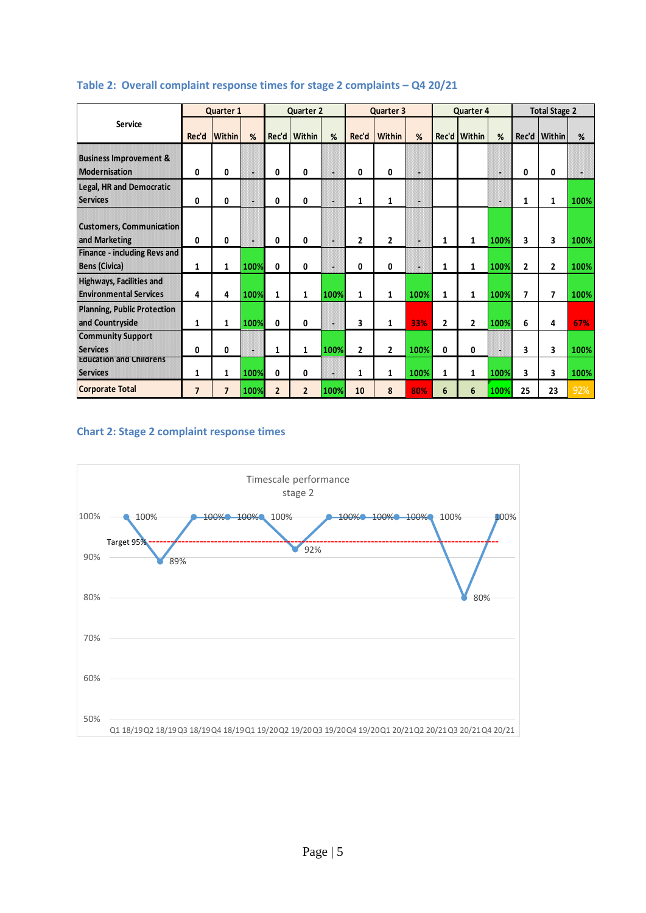### Table 2: Overall complaint response times for stage 2 complaints – Q4 20/21

| Service | Quarter 1 | | | Quarter 2 | | | Quarter 3 | | | Quarter 4 | | | Total Stage 2 | | |
|---|---|---|---|---|---|---|---|---|---|---|---|---|---|---|---|
| | Rec'd | Within | % | Rec'd | Within | % | Rec'd | Within | % | Rec'd | Within | % | Rec'd | Within | % |
| Business Improvement & Modernisation | 0 | 0 | - | 0 | 0 | - | 0 | 0 | - | | | - | 0 | 0 | - |
| Legal, HR and Democratic Services | 0 | 0 | - | 0 | 0 | - | 1 | 1 | - | | | - | 1 | 1 | 100% |
| Customers, Communication and Marketing | 0 | 0 | - | 0 | 0 | - | 2 | 2 | - | 1 | 1 | 100% | 3 | 3 | 100% |
| Finance - including Revs and Bens (Civica) | 1 | 1 | 100% | 0 | 0 | - | 0 | 0 | - | 1 | 1 | 100% | 2 | 2 | 100% |
| Highways, Facilities and Environmental Services | 4 | 4 | 100% | 1 | 1 | 100% | 1 | 1 | 100% | 1 | 1 | 100% | 7 | 7 | 100% |
| Planning, Public Protection and Countryside | 1 | 1 | 100% | 0 | 0 | - | 3 | 1 | 33% | 2 | 2 | 100% | 6 | 4 | 67% |
| Community Support Services | 0 | 0 | - | 1 | 1 | 100% | 2 | 2 | 100% | 0 | 0 | - | 3 | 3 | 100% |
| Education and Childrens Services | 1 | 1 | 100% | 0 | 0 | - | 1 | 1 | 100% | 1 | 1 | 100% | 3 | 3 | 100% |
| Corporate Total | 7 | 7 | 100% | 2 | 2 | 100% | 10 | 8 | 80% | 6 | 6 | 100% | 25 | 23 | 92% |

### Chart 2: Stage 2 complaint response times

Timescale performance stage 2

| Quarter | Performance |
|---|---|
| Q1 18/19 | 100% |
| Q2 18/19 | 89% |
| Q3 18/19 | 100% |
| Q4 18/19 | 100% |
| Q1 19/20 | 100% |
| Q2 19/20 | 92% |
| Q3 19/20 | 100% |
| Q4 19/20 | 100% |
| Q1 20/21 | 100% |
| Q2 20/21 | 100% |
| Q3 20/21 | 80% |
| Q4 20/21 | 100% |

Target 95%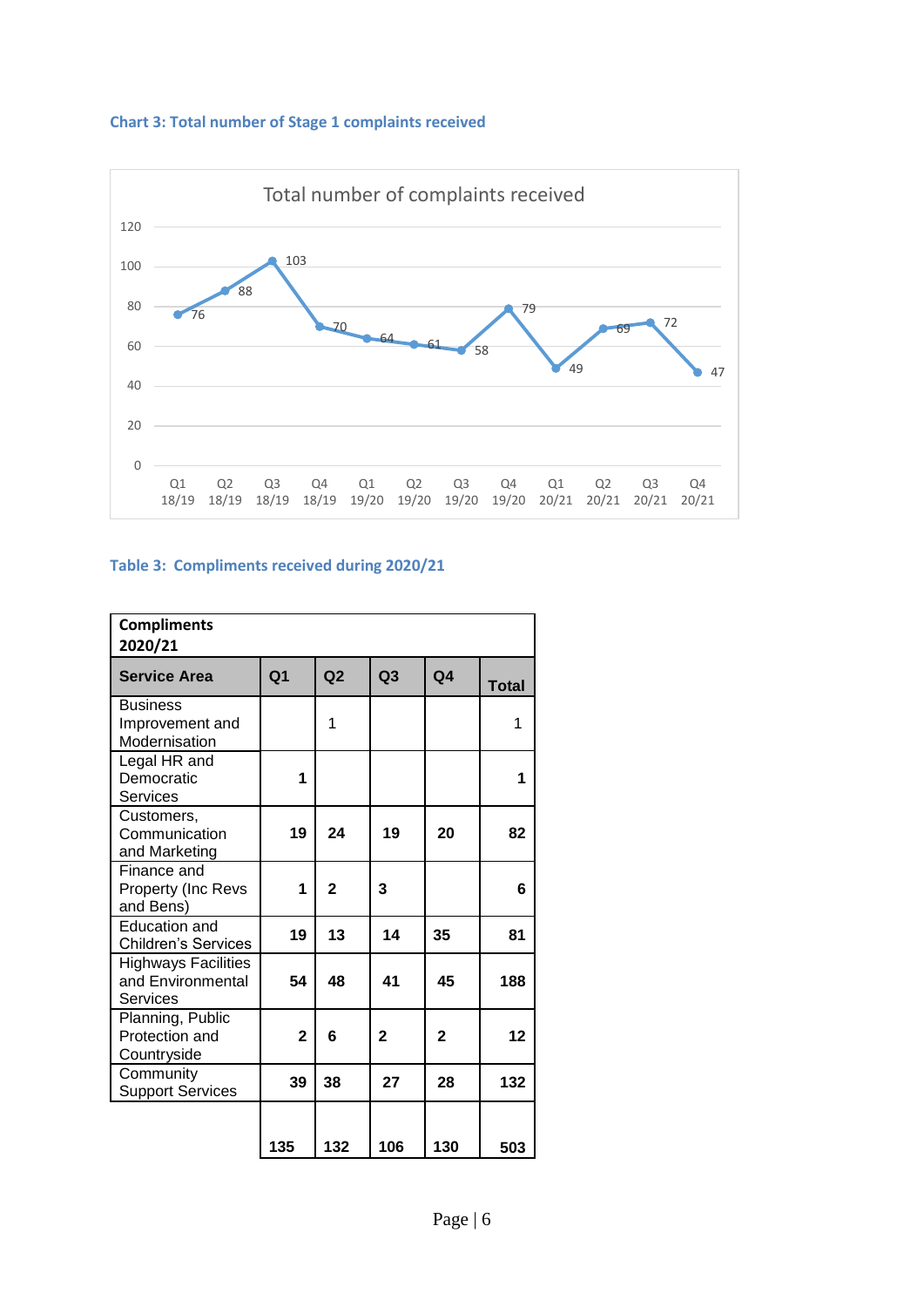**Chart 3: Total number of Stage 1 complaints received**

Total number of complaints received

| Quarter | Q1 18/19 | Q2 18/19 | Q3 18/19 | Q4 18/19 | Q1 19/20 | Q2 19/20 | Q3 19/20 | Q4 19/20 | Q1 20/21 | Q2 20/21 | Q3 20/21 | Q4 20/21 |
|---|---|---|---|---|---|---|---|---|---|---|---|---|
| Complaints | 76 | 88 | 103 | 70 | 64 | 61 | 58 | 79 | 49 | 69 | 72 | 47 |

**Table 3: Compliments received during 2020/21**

| **Compliments 2020/21** | | | | | |
|---|---|---|---|---|---|
| **Service Area** | **Q1** | **Q2** | **Q3** | **Q4** | **Total** |
| Business Improvement and Modernisation | | 1 | | | 1 |
| Legal HR and Democratic Services | **1** | | | | **1** |
| Customers, Communication and Marketing | **19** | **24** | **19** | **20** | **82** |
| Finance and Property (Inc Revs and Bens) | **1** | **2** | **3** | | **6** |
| Education and Children's Services | **19** | **13** | **14** | **35** | **81** |
| Highways Facilities and Environmental Services | **54** | **48** | **41** | **45** | **188** |
| Planning, Public Protection and Countryside | **2** | **6** | **2** | **2** | **12** |
| Community Support Services | **39** | **38** | **27** | **28** | **132** |
| | **135** | **132** | **106** | **130** | **503** |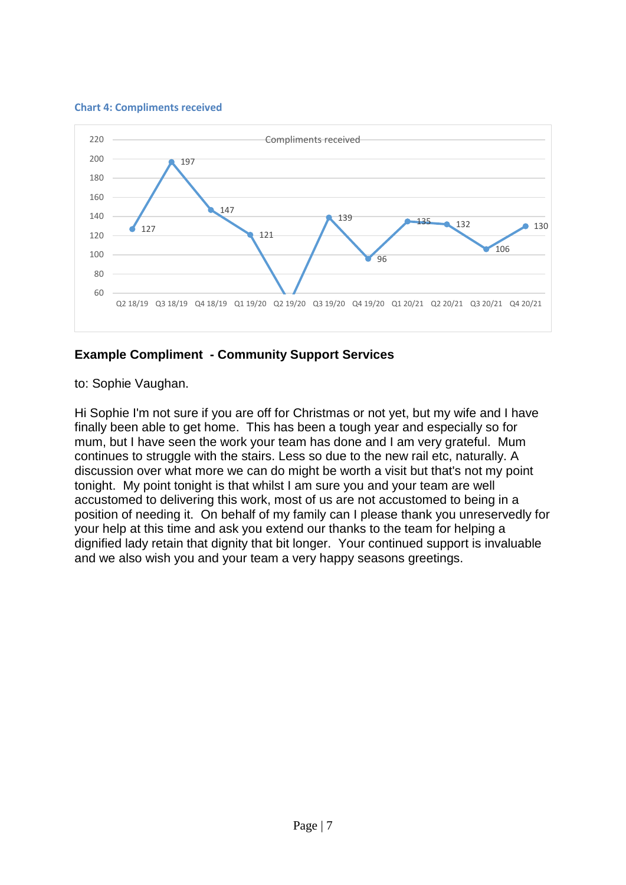**Chart 4: Compliments received**

Compliments received

220
200
180
160
140
120
100
80
60

127
197
147
121
139
96
135
132
106
130

Q2 18/19 Q3 18/19 Q4 18/19 Q1 19/20 Q2 19/20 Q3 19/20 Q4 19/20 Q1 20/21 Q2 20/21 Q3 20/21 Q4 20/21

### Example Compliment - Community Support Services

to: Sophie Vaughan.

Hi Sophie I'm not sure if you are off for Christmas or not yet, but my wife and I have finally been able to get home. This has been a tough year and especially so for mum, but I have seen the work your team has done and I am very grateful. Mum continues to struggle with the stairs. Less so due to the new rail etc, naturally. A discussion over what more we can do might be worth a visit but that's not my point tonight. My point tonight is that whilst I am sure you and your team are well accustomed to delivering this work, most of us are not accustomed to being in a position of needing it. On behalf of my family can I please thank you unreservedly for your help at this time and ask you extend our thanks to the team for helping a dignified lady retain that dignity that bit longer. Your continued support is invaluable and we also wish you and your team a very happy seasons greetings.